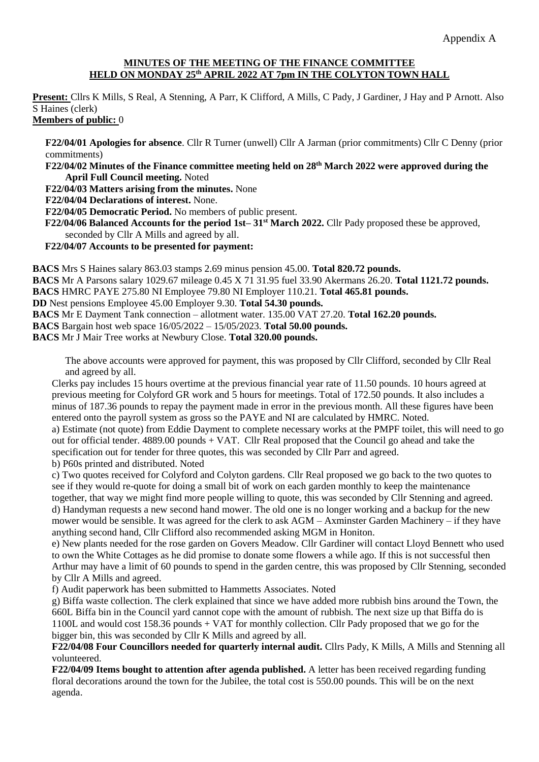Appendix A

## MINUTES OF THE MEETING OF THE FINANCE COMMITTEE HELD ON MONDAY 25th APRIL 2022 AT 7pm IN THE COLYTON TOWN HALL

**Present:** Cllrs K Mills, S Real, A Stenning, A Parr, K Clifford, A Mills, C Pady, J Gardiner, J Hay and P Arnott. Also S Haines (clerk)

**Members of public:** 0

**F22/04/01 Apologies for absence**. Cllr R Turner (unwell) Cllr A Jarman (prior commitments) Cllr C Denny (prior commitments)

**F22/04/02 Minutes of the Finance committee meeting held on 28th March 2022 were approved during the April Full Council meeting.** Noted

**F22/04/03 Matters arising from the minutes.** None

**F22/04/04 Declarations of interest.** None.

**F22/04/05 Democratic Period.** No members of public present.

**F22/04/06 Balanced Accounts for the period 1st– 31st March 2022.** Cllr Pady proposed these be approved, seconded by Cllr A Mills and agreed by all.

**F22/04/07 Accounts to be presented for payment:**

**BACS** Mrs S Haines salary 863.03 stamps 2.69 minus pension 45.00. **Total 820.72 pounds.**

**BACS** Mr A Parsons salary 1029.67 mileage 0.45 X 71 31.95 fuel 33.90 Akermans 26.20. **Total 1121.72 pounds.**

**BACS** HMRC PAYE 275.80 NI Employee 79.80 NI Employer 110.21. **Total 465.81 pounds.**

**DD** Nest pensions Employee 45.00 Employer 9.30. **Total 54.30 pounds.**

**BACS** Mr E Dayment Tank connection – allotment water. 135.00 VAT 27.20. **Total 162.20 pounds.**

**BACS** Bargain host web space 16/05/2022 – 15/05/2023. **Total 50.00 pounds.**

**BACS** Mr J Mair Tree works at Newbury Close. **Total 320.00 pounds.**

The above accounts were approved for payment, this was proposed by Cllr Clifford, seconded by Cllr Real and agreed by all.

Clerks pay includes 15 hours overtime at the previous financial year rate of 11.50 pounds. 10 hours agreed at previous meeting for Colyford GR work and 5 hours for meetings. Total of 172.50 pounds. It also includes a minus of 187.36 pounds to repay the payment made in error in the previous month. All these figures have been entered onto the payroll system as gross so the PAYE and NI are calculated by HMRC. Noted.

a) Estimate (not quote) from Eddie Dayment to complete necessary works at the PMPF toilet, this will need to go out for official tender. 4889.00 pounds + VAT. Cllr Real proposed that the Council go ahead and take the specification out for tender for three quotes, this was seconded by Cllr Parr and agreed.

b) P60s printed and distributed. Noted

c) Two quotes received for Colyford and Colyton gardens. Cllr Real proposed we go back to the two quotes to see if they would re-quote for doing a small bit of work on each garden monthly to keep the maintenance together, that way we might find more people willing to quote, this was seconded by Cllr Stenning and agreed.

d) Handyman requests a new second hand mower. The old one is no longer working and a backup for the new mower would be sensible. It was agreed for the clerk to ask AGM – Axminster Garden Machinery – if they have anything second hand, Cllr Clifford also recommended asking MGM in Honiton.

e) New plants needed for the rose garden on Govers Meadow. Cllr Gardiner will contact Lloyd Bennett who used to own the White Cottages as he did promise to donate some flowers a while ago. If this is not successful then Arthur may have a limit of 60 pounds to spend in the garden centre, this was proposed by Cllr Stenning, seconded by Cllr A Mills and agreed.

f) Audit paperwork has been submitted to Hammetts Associates. Noted

g) Biffa waste collection. The clerk explained that since we have added more rubbish bins around the Town, the 660L Biffa bin in the Council yard cannot cope with the amount of rubbish. The next size up that Biffa do is 1100L and would cost 158.36 pounds + VAT for monthly collection. Cllr Pady proposed that we go for the bigger bin, this was seconded by Cllr K Mills and agreed by all.

**F22/04/08 Four Councillors needed for quarterly internal audit.** Cllrs Pady, K Mills, A Mills and Stenning all volunteered.

**F22/04/09 Items bought to attention after agenda published.** A letter has been received regarding funding floral decorations around the town for the Jubilee, the total cost is 550.00 pounds. This will be on the next agenda.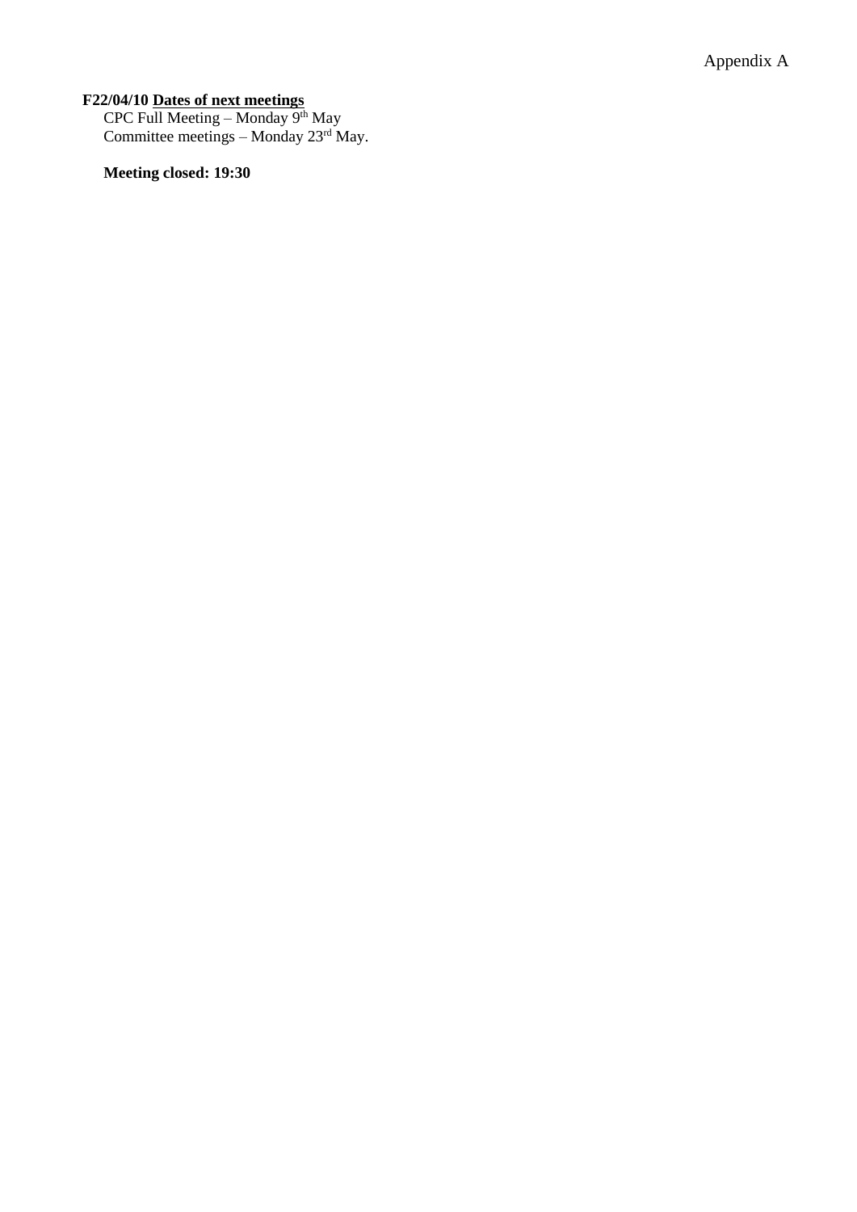Appendix A

**F22/04/10 <u>Dates of next meetings</u>**

CPC Full Meeting – Monday 9th May
Committee meetings – Monday 23rd May.

**Meeting closed: 19:30**